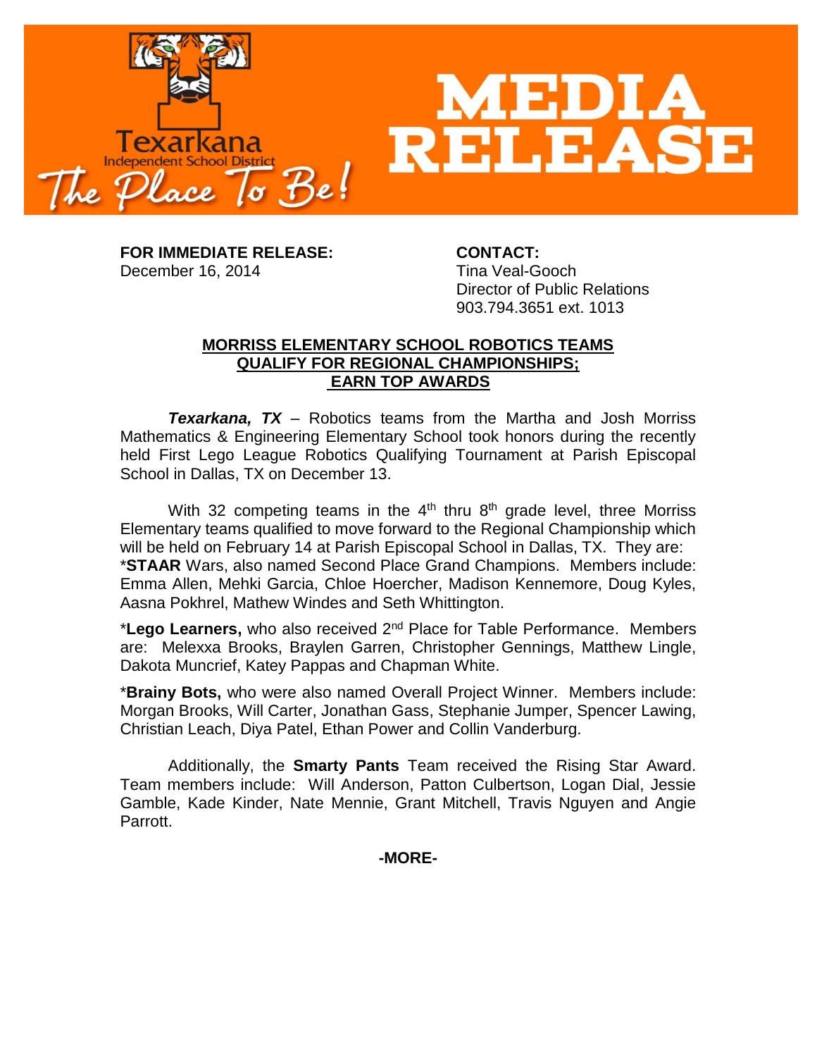Texarkana Independent School District

The Place To Be!

# MEDIA RELEASE

**FOR IMMEDIATE RELEASE:**
December 16, 2014

**CONTACT:**
Tina Veal-Gooch
Director of Public Relations
903.794.3651 ext. 1013

## MORRISS ELEMENTARY SCHOOL ROBOTICS TEAMS QUALIFY FOR REGIONAL CHAMPIONSHIPS; EARN TOP AWARDS

***Texarkana, TX*** – Robotics teams from the Martha and Josh Morriss Mathematics & Engineering Elementary School took honors during the recently held First Lego League Robotics Qualifying Tournament at Parish Episcopal School in Dallas, TX on December 13.

With 32 competing teams in the 4th thru 8th grade level, three Morriss Elementary teams qualified to move forward to the Regional Championship which will be held on February 14 at Parish Episcopal School in Dallas, TX. They are:

*__STAAR__ Wars, also named Second Place Grand Champions. Members include: Emma Allen, Mehki Garcia, Chloe Hoercher, Madison Kennemore, Doug Kyles, Aasna Pokhrel, Mathew Windes and Seth Whittington.

*__Lego Learners,__ who also received 2nd Place for Table Performance. Members are: Melexxa Brooks, Braylen Garren, Christopher Gennings, Matthew Lingle, Dakota Muncrief, Katey Pappas and Chapman White.

*__Brainy Bots,__ who were also named Overall Project Winner. Members include: Morgan Brooks, Will Carter, Jonathan Gass, Stephanie Jumper, Spencer Lawing, Christian Leach, Diya Patel, Ethan Power and Collin Vanderburg.

Additionally, the **Smarty Pants** Team received the Rising Star Award. Team members include: Will Anderson, Patton Culbertson, Logan Dial, Jessie Gamble, Kade Kinder, Nate Mennie, Grant Mitchell, Travis Nguyen and Angie Parrott.

**-MORE-**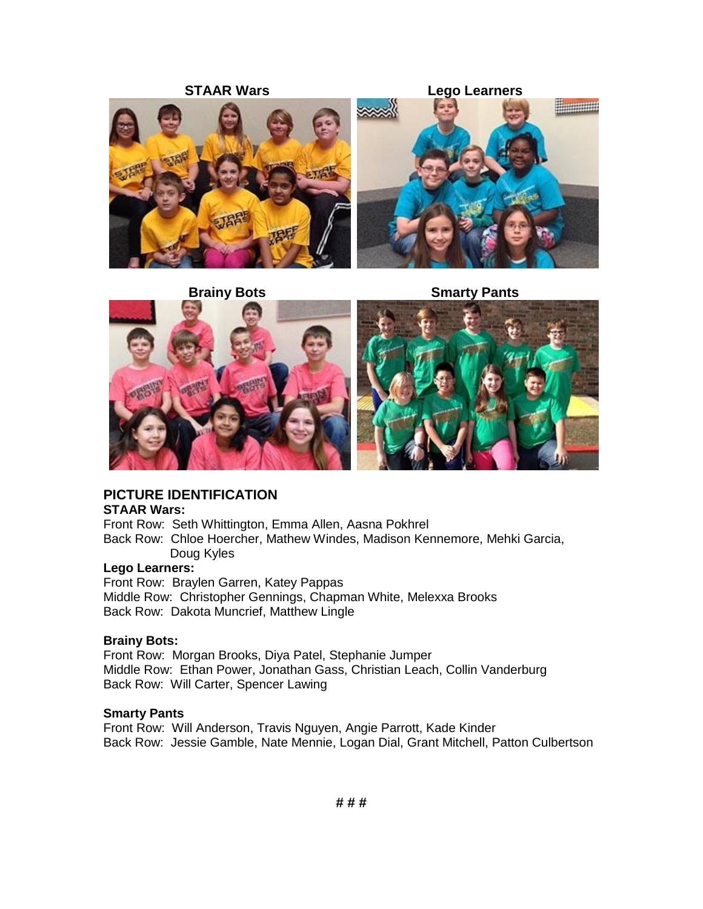**STAAR Wars** **Lego Learners**

**Brainy Bots** **Smarty Pants**

## PICTURE IDENTIFICATION

**STAAR Wars:**

Front Row: Seth Whittington, Emma Allen, Aasna Pokhrel
Back Row: Chloe Hoercher, Mathew Windes, Madison Kennemore, Mehki Garcia, Doug Kyles

**Lego Learners:**

Front Row: Braylen Garren, Katey Pappas
Middle Row: Christopher Gennings, Chapman White, Melexxa Brooks
Back Row: Dakota Muncrief, Matthew Lingle

**Brainy Bots:**

Front Row: Morgan Brooks, Diya Patel, Stephanie Jumper
Middle Row: Ethan Power, Jonathan Gass, Christian Leach, Collin Vanderburg
Back Row: Will Carter, Spencer Lawing

**Smarty Pants**

Front Row: Will Anderson, Travis Nguyen, Angie Parrott, Kade Kinder
Back Row: Jessie Gamble, Nate Mennie, Logan Dial, Grant Mitchell, Patton Culbertson

# # #